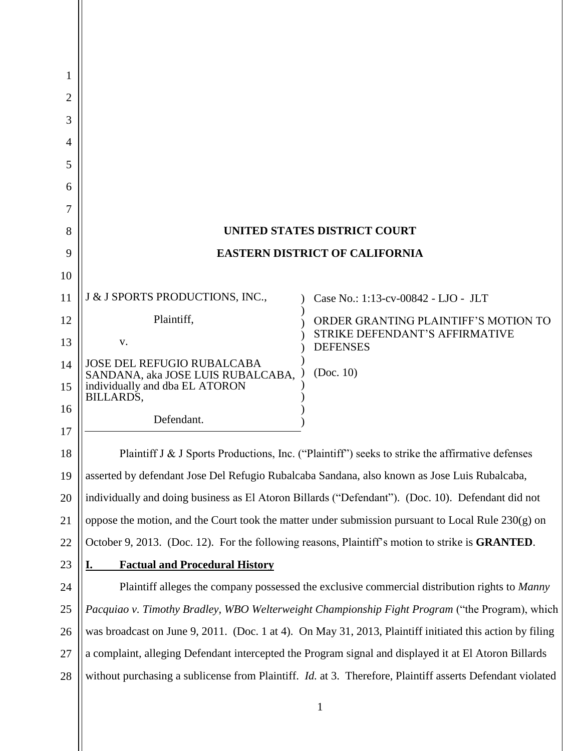**UNITED STATES DISTRICT COURT**

**EASTERN DISTRICT OF CALIFORNIA**

J & J SPORTS PRODUCTIONS, INC.,

Plaintiff,

v.

JOSE DEL REFUGIO RUBALCABA SANDANA, aka JOSE LUIS RUBALCABA, individually and dba EL ATORON BILLARDS,

Defendant.

Case No.: 1:13-cv-00842 - LJO - JLT

ORDER GRANTING PLAINTIFF'S MOTION TO STRIKE DEFENDANT'S AFFIRMATIVE DEFENSES

(Doc. 10)

Plaintiff J & J Sports Productions, Inc. ("Plaintiff") seeks to strike the affirmative defenses asserted by defendant Jose Del Refugio Rubalcaba Sandana, also known as Jose Luis Rubalcaba, individually and doing business as El Atoron Billards ("Defendant"). (Doc. 10). Defendant did not oppose the motion, and the Court took the matter under submission pursuant to Local Rule 230(g) on October 9, 2013. (Doc. 12). For the following reasons, Plaintiff's motion to strike is **GRANTED**.

## I. Factual and Procedural History

Plaintiff alleges the company possessed the exclusive commercial distribution rights to *Manny Pacquiao v. Timothy Bradley, WBO Welterweight Championship Fight Program* ("the Program), which was broadcast on June 9, 2011. (Doc. 1 at 4). On May 31, 2013, Plaintiff initiated this action by filing a complaint, alleging Defendant intercepted the Program signal and displayed it at El Atoron Billards without purchasing a sublicense from Plaintiff. *Id.* at 3. Therefore, Plaintiff asserts Defendant violated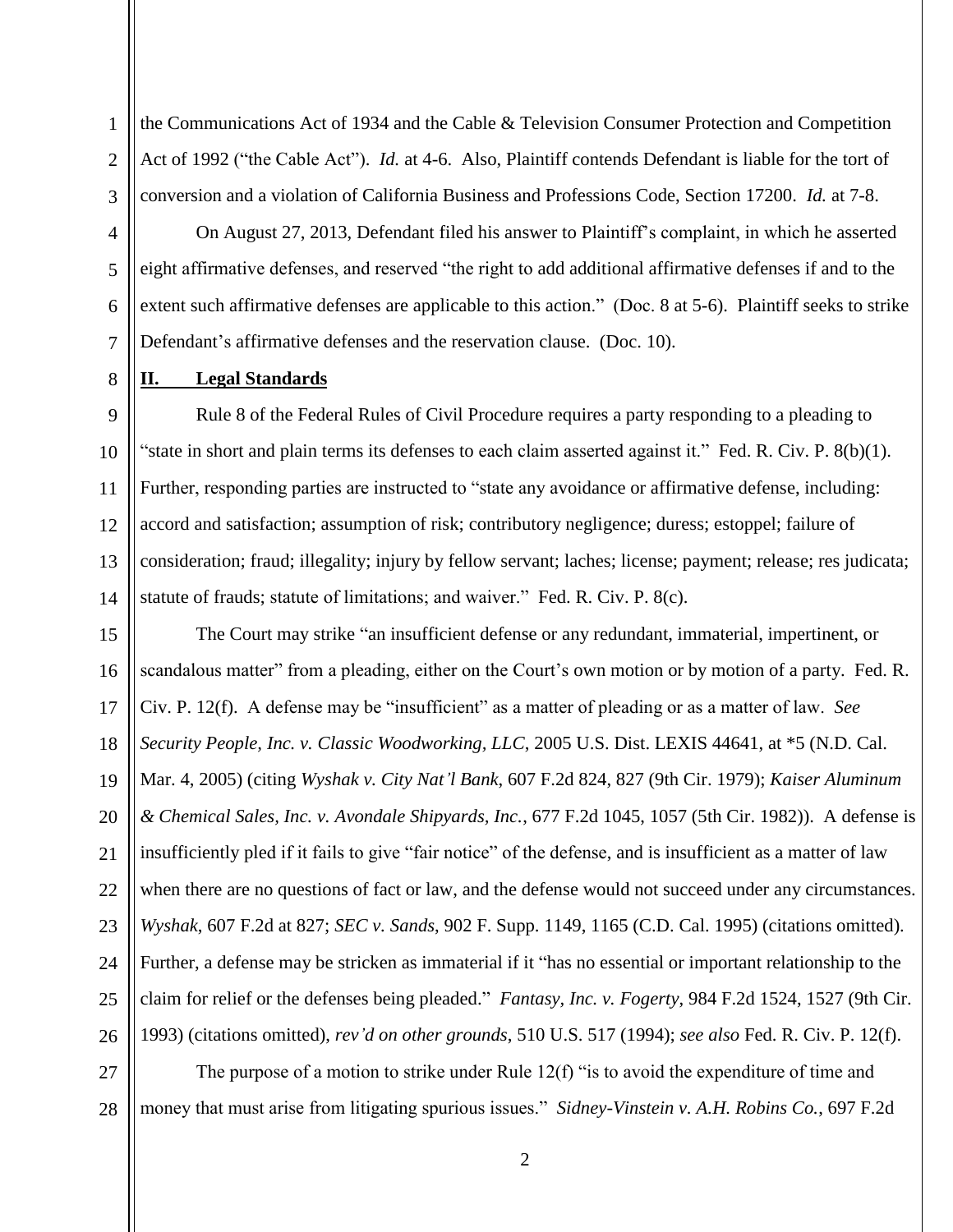the Communications Act of 1934 and the Cable & Television Consumer Protection and Competition Act of 1992 ("the Cable Act"). *Id.* at 4-6. Also, Plaintiff contends Defendant is liable for the tort of conversion and a violation of California Business and Professions Code, Section 17200. *Id.* at 7-8.

On August 27, 2013, Defendant filed his answer to Plaintiff's complaint, in which he asserted eight affirmative defenses, and reserved "the right to add additional affirmative defenses if and to the extent such affirmative defenses are applicable to this action." (Doc. 8 at 5-6). Plaintiff seeks to strike Defendant's affirmative defenses and the reservation clause. (Doc. 10).

## II. Legal Standards

Rule 8 of the Federal Rules of Civil Procedure requires a party responding to a pleading to "state in short and plain terms its defenses to each claim asserted against it." Fed. R. Civ. P. 8(b)(1). Further, responding parties are instructed to "state any avoidance or affirmative defense, including: accord and satisfaction; assumption of risk; contributory negligence; duress; estoppel; failure of consideration; fraud; illegality; injury by fellow servant; laches; license; payment; release; res judicata; statute of frauds; statute of limitations; and waiver." Fed. R. Civ. P. 8(c).

The Court may strike "an insufficient defense or any redundant, immaterial, impertinent, or scandalous matter" from a pleading, either on the Court's own motion or by motion of a party. Fed. R. Civ. P. 12(f). A defense may be "insufficient" as a matter of pleading or as a matter of law. *See Security People, Inc. v. Classic Woodworking, LLC*, 2005 U.S. Dist. LEXIS 44641, at *5 (N.D. Cal. Mar. 4, 2005) (citing *Wyshak v. City Nat'l Bank*, 607 F.2d 824, 827 (9th Cir. 1979); *Kaiser Aluminum & Chemical Sales, Inc. v. Avondale Shipyards, Inc.*, 677 F.2d 1045, 1057 (5th Cir. 1982)). A defense is insufficiently pled if it fails to give "fair notice" of the defense, and is insufficient as a matter of law when there are no questions of fact or law, and the defense would not succeed under any circumstances. *Wyshak*, 607 F.2d at 827; *SEC v. Sands*, 902 F. Supp. 1149, 1165 (C.D. Cal. 1995) (citations omitted). Further, a defense may be stricken as immaterial if it "has no essential or important relationship to the claim for relief or the defenses being pleaded." *Fantasy, Inc. v. Fogerty*, 984 F.2d 1524, 1527 (9th Cir. 1993) (citations omitted), *rev'd on other grounds*, 510 U.S. 517 (1994); *see also* Fed. R. Civ. P. 12(f).

The purpose of a motion to strike under Rule 12(f) "is to avoid the expenditure of time and money that must arise from litigating spurious issues." *Sidney-Vinstein v. A.H. Robins Co.*, 697 F.2d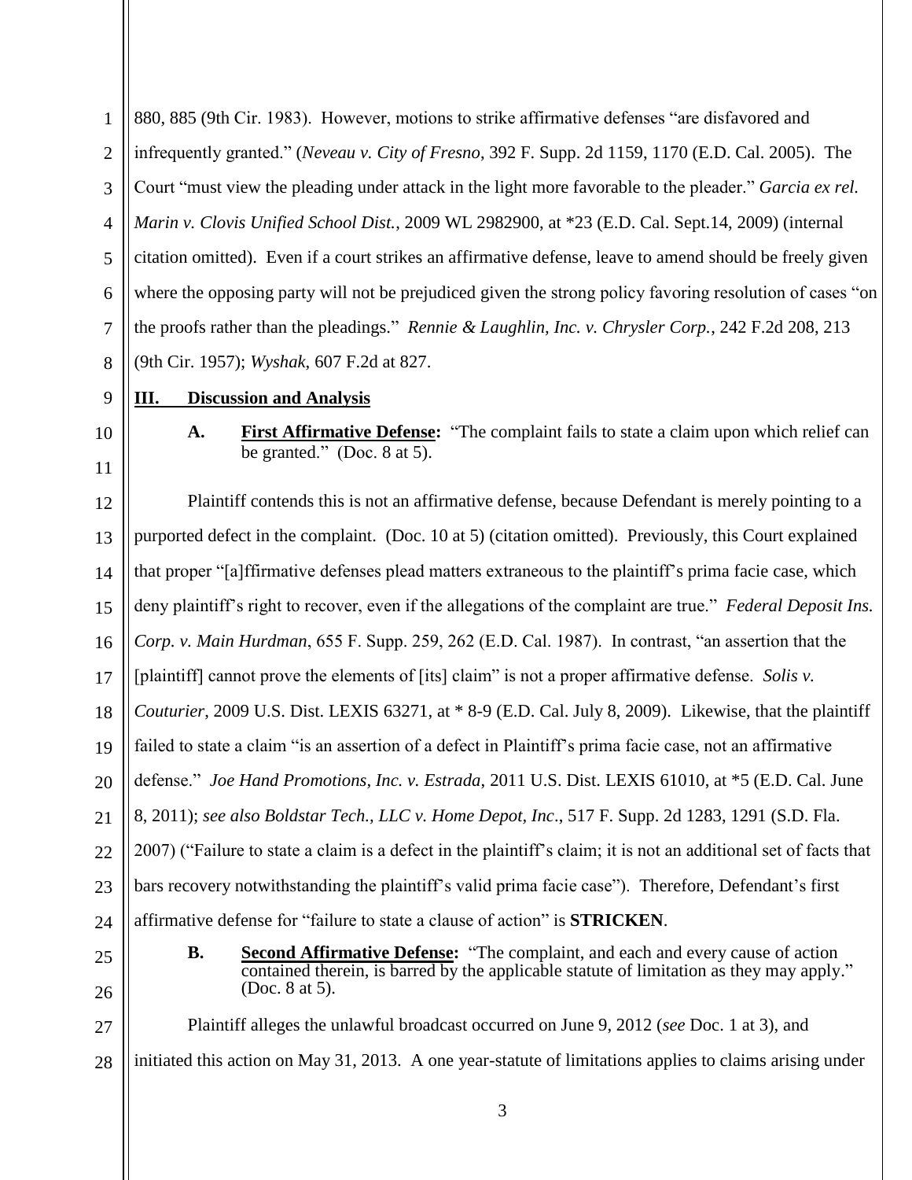880, 885 (9th Cir. 1983). However, motions to strike affirmative defenses "are disfavored and infrequently granted." (*Neveau v. City of Fresno*, 392 F. Supp. 2d 1159, 1170 (E.D. Cal. 2005). The Court "must view the pleading under attack in the light more favorable to the pleader." *Garcia ex rel. Marin v. Clovis Unified School Dist.*, 2009 WL 2982900, at *23 (E.D. Cal. Sept.14, 2009) (internal citation omitted). Even if a court strikes an affirmative defense, leave to amend should be freely given where the opposing party will not be prejudiced given the strong policy favoring resolution of cases "on the proofs rather than the pleadings." *Rennie & Laughlin, Inc. v. Chrysler Corp.*, 242 F.2d 208, 213 (9th Cir. 1957); *Wyshak*, 607 F.2d at 827.

## III. Discussion and Analysis

### A. First Affirmative Defense: "The complaint fails to state a claim upon which relief can be granted." (Doc. 8 at 5).

Plaintiff contends this is not an affirmative defense, because Defendant is merely pointing to a purported defect in the complaint. (Doc. 10 at 5) (citation omitted). Previously, this Court explained that proper "[a]ffirmative defenses plead matters extraneous to the plaintiff's prima facie case, which deny plaintiff's right to recover, even if the allegations of the complaint are true." *Federal Deposit Ins. Corp. v. Main Hurdman*, 655 F. Supp. 259, 262 (E.D. Cal. 1987). In contrast, "an assertion that the [plaintiff] cannot prove the elements of [its] claim" is not a proper affirmative defense. *Solis v. Couturier*, 2009 U.S. Dist. LEXIS 63271, at * 8-9 (E.D. Cal. July 8, 2009). Likewise, that the plaintiff failed to state a claim "is an assertion of a defect in Plaintiff's prima facie case, not an affirmative defense." *Joe Hand Promotions, Inc. v. Estrada*, 2011 U.S. Dist. LEXIS 61010, at *5 (E.D. Cal. June 8, 2011); *see also Boldstar Tech., LLC v. Home Depot, Inc*., 517 F. Supp. 2d 1283, 1291 (S.D. Fla. 2007) ("Failure to state a claim is a defect in the plaintiff's claim; it is not an additional set of facts that bars recovery notwithstanding the plaintiff's valid prima facie case"). Therefore, Defendant's first affirmative defense for "failure to state a clause of action" is **STRICKEN**.

### B. Second Affirmative Defense: "The complaint, and each and every cause of action contained therein, is barred by the applicable statute of limitation as they may apply." (Doc. 8 at 5).

Plaintiff alleges the unlawful broadcast occurred on June 9, 2012 (*see* Doc. 1 at 3), and initiated this action on May 31, 2013. A one year-statute of limitations applies to claims arising under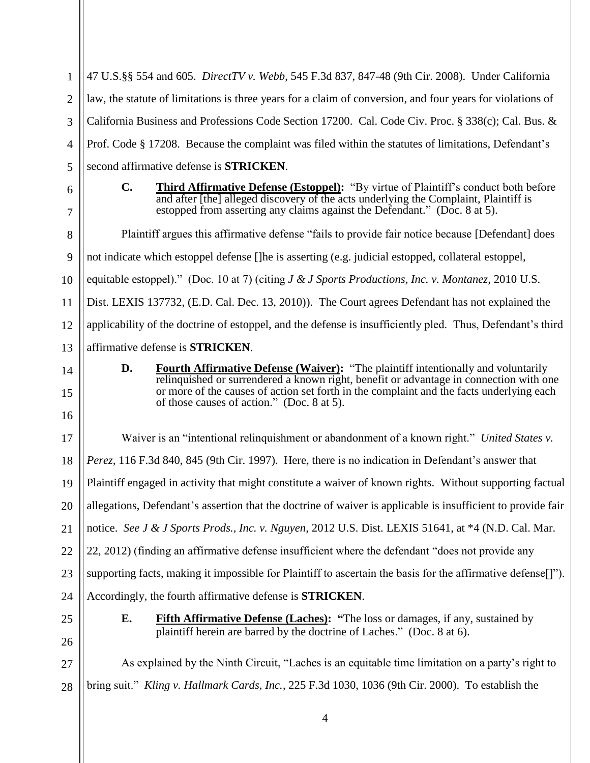47 U.S.§§ 554 and 605. *DirectTV v. Webb*, 545 F.3d 837, 847-48 (9th Cir. 2008). Under California law, the statute of limitations is three years for a claim of conversion, and four years for violations of California Business and Professions Code Section 17200. Cal. Code Civ. Proc. § 338(c); Cal. Bus. & Prof. Code § 17208. Because the complaint was filed within the statutes of limitations, Defendant's second affirmative defense is **STRICKEN**.

> **C. Third Affirmative Defense (Estoppel):** "By virtue of Plaintiff's conduct both before and after [the] alleged discovery of the acts underlying the Complaint, Plaintiff is estopped from asserting any claims against the Defendant." (Doc. 8 at 5).

Plaintiff argues this affirmative defense "fails to provide fair notice because [Defendant] does not indicate which estoppel defense []he is asserting (e.g. judicial estopped, collateral estoppel, equitable estoppel)." (Doc. 10 at 7) (citing *J & J Sports Productions, Inc. v. Montanez*, 2010 U.S. Dist. LEXIS 137732, (E.D. Cal. Dec. 13, 2010)). The Court agrees Defendant has not explained the applicability of the doctrine of estoppel, and the defense is insufficiently pled. Thus, Defendant's third affirmative defense is **STRICKEN**.

> **D. Fourth Affirmative Defense (Waiver):** "The plaintiff intentionally and voluntarily relinquished or surrendered a known right, benefit or advantage in connection with one or more of the causes of action set forth in the complaint and the facts underlying each of those causes of action." (Doc. 8 at 5).

Waiver is an "intentional relinquishment or abandonment of a known right." *United States v. Perez*, 116 F.3d 840, 845 (9th Cir. 1997). Here, there is no indication in Defendant's answer that Plaintiff engaged in activity that might constitute a waiver of known rights. Without supporting factual allegations, Defendant's assertion that the doctrine of waiver is applicable is insufficient to provide fair notice. *See J & J Sports Prods., Inc. v. Nguyen*, 2012 U.S. Dist. LEXIS 51641, at *4 (N.D. Cal. Mar. 22, 2012) (finding an affirmative defense insufficient where the defendant "does not provide any supporting facts, making it impossible for Plaintiff to ascertain the basis for the affirmative defense[]"). Accordingly, the fourth affirmative defense is **STRICKEN**.

> **E. Fifth Affirmative Defense (Laches):** "The loss or damages, if any, sustained by plaintiff herein are barred by the doctrine of Laches." (Doc. 8 at 6).

As explained by the Ninth Circuit, "Laches is an equitable time limitation on a party's right to bring suit." *Kling v. Hallmark Cards, Inc.*, 225 F.3d 1030, 1036 (9th Cir. 2000). To establish the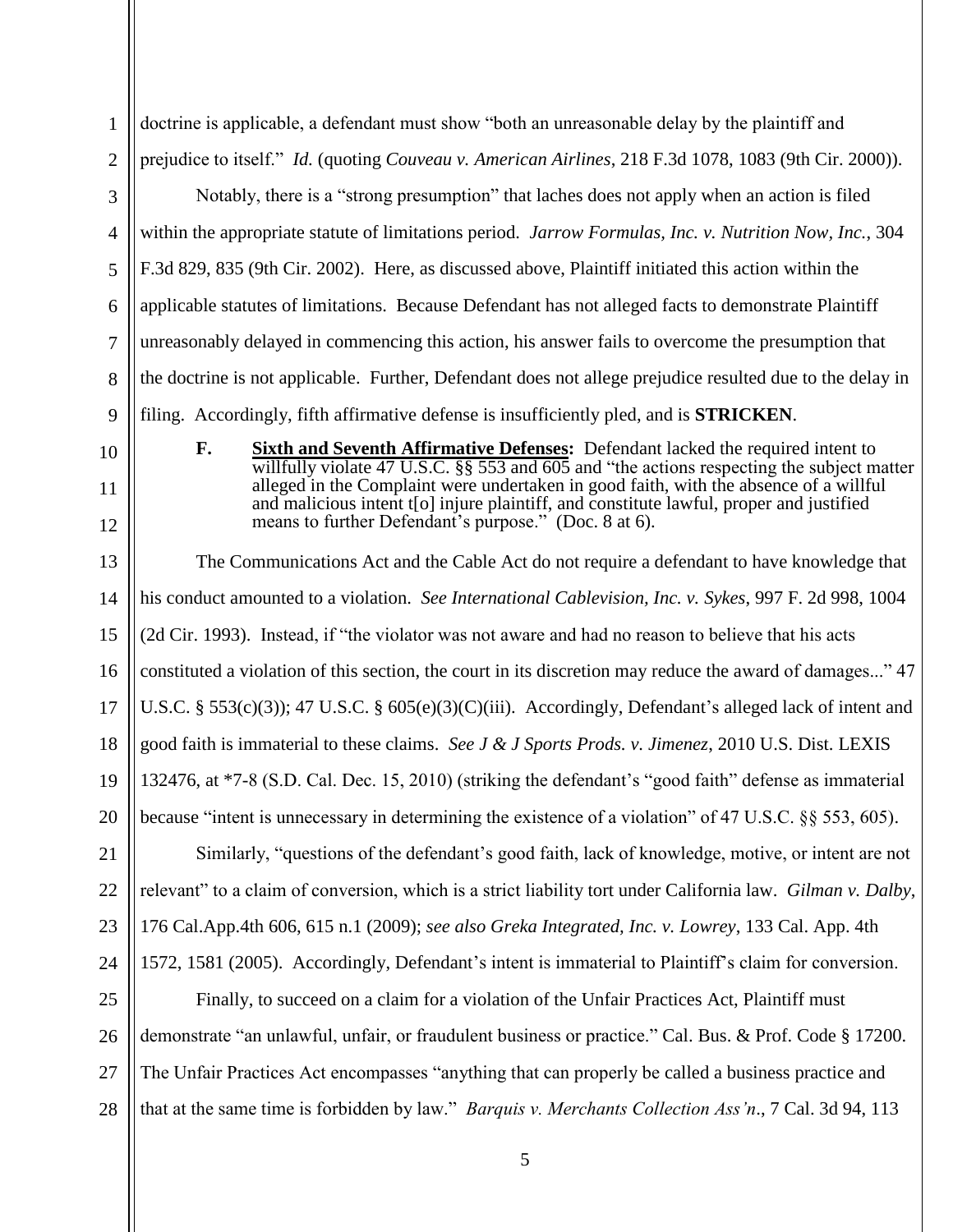doctrine is applicable, a defendant must show "both an unreasonable delay by the plaintiff and prejudice to itself." *Id.* (quoting *Couveau v. American Airlines*, 218 F.3d 1078, 1083 (9th Cir. 2000)).

Notably, there is a "strong presumption" that laches does not apply when an action is filed within the appropriate statute of limitations period. *Jarrow Formulas, Inc. v. Nutrition Now, Inc.*, 304 F.3d 829, 835 (9th Cir. 2002). Here, as discussed above, Plaintiff initiated this action within the applicable statutes of limitations. Because Defendant has not alleged facts to demonstrate Plaintiff unreasonably delayed in commencing this action, his answer fails to overcome the presumption that the doctrine is not applicable. Further, Defendant does not allege prejudice resulted due to the delay in filing. Accordingly, fifth affirmative defense is insufficiently pled, and is **STRICKEN**.

> **F. Sixth and Seventh Affirmative Defenses:** Defendant lacked the required intent to willfully violate 47 U.S.C. §§ 553 and 605 and "the actions respecting the subject matter alleged in the Complaint were undertaken in good faith, with the absence of a willful and malicious intent t[o] injure plaintiff, and constitute lawful, proper and justified means to further Defendant's purpose." (Doc. 8 at 6).

The Communications Act and the Cable Act do not require a defendant to have knowledge that his conduct amounted to a violation. *See International Cablevision, Inc. v. Sykes*, 997 F. 2d 998, 1004 (2d Cir. 1993). Instead, if "the violator was not aware and had no reason to believe that his acts constituted a violation of this section, the court in its discretion may reduce the award of damages..." 47 U.S.C. § 553(c)(3)); 47 U.S.C. § 605(e)(3)(C)(iii). Accordingly, Defendant's alleged lack of intent and good faith is immaterial to these claims. *See J & J Sports Prods. v. Jimenez*, 2010 U.S. Dist. LEXIS 132476, at *7-8 (S.D. Cal. Dec. 15, 2010) (striking the defendant's "good faith" defense as immaterial because "intent is unnecessary in determining the existence of a violation" of 47 U.S.C. §§ 553, 605).

Similarly, "questions of the defendant's good faith, lack of knowledge, motive, or intent are not relevant" to a claim of conversion, which is a strict liability tort under California law. *Gilman v. Dalby*, 176 Cal.App.4th 606, 615 n.1 (2009); *see also Greka Integrated, Inc. v. Lowrey*, 133 Cal. App. 4th 1572, 1581 (2005). Accordingly, Defendant's intent is immaterial to Plaintiff's claim for conversion.

Finally, to succeed on a claim for a violation of the Unfair Practices Act, Plaintiff must demonstrate "an unlawful, unfair, or fraudulent business or practice." Cal. Bus. & Prof. Code § 17200. The Unfair Practices Act encompasses "anything that can properly be called a business practice and that at the same time is forbidden by law." *Barquis v. Merchants Collection Ass'n*., 7 Cal. 3d 94, 113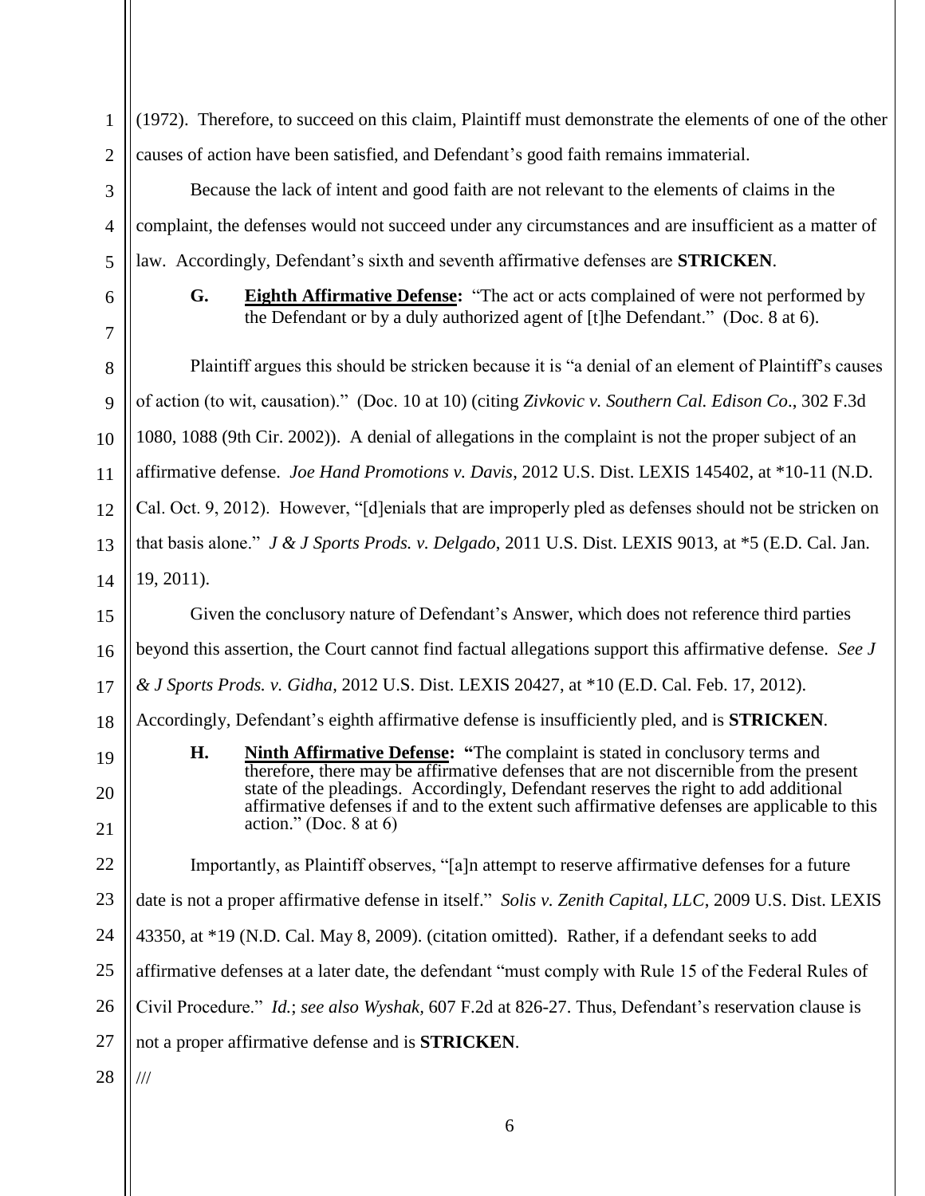(1972). Therefore, to succeed on this claim, Plaintiff must demonstrate the elements of one of the other causes of action have been satisfied, and Defendant's good faith remains immaterial.

Because the lack of intent and good faith are not relevant to the elements of claims in the complaint, the defenses would not succeed under any circumstances and are insufficient as a matter of law. Accordingly, Defendant's sixth and seventh affirmative defenses are **STRICKEN**.

> **G. Eighth Affirmative Defense:** "The act or acts complained of were not performed by the Defendant or by a duly authorized agent of [t]he Defendant." (Doc. 8 at 6).

Plaintiff argues this should be stricken because it is "a denial of an element of Plaintiff's causes of action (to wit, causation)." (Doc. 10 at 10) (citing *Zivkovic v. Southern Cal. Edison Co*., 302 F.3d 1080, 1088 (9th Cir. 2002)). A denial of allegations in the complaint is not the proper subject of an affirmative defense. *Joe Hand Promotions v. Davis*, 2012 U.S. Dist. LEXIS 145402, at *10-11 (N.D. Cal. Oct. 9, 2012). However, "[d]enials that are improperly pled as defenses should not be stricken on that basis alone." *J & J Sports Prods. v. Delgado*, 2011 U.S. Dist. LEXIS 9013, at *5 (E.D. Cal. Jan. 19, 2011).

Given the conclusory nature of Defendant's Answer, which does not reference third parties beyond this assertion, the Court cannot find factual allegations support this affirmative defense. *See J & J Sports Prods. v. Gidha*, 2012 U.S. Dist. LEXIS 20427, at *10 (E.D. Cal. Feb. 17, 2012). Accordingly, Defendant's eighth affirmative defense is insufficiently pled, and is **STRICKEN**.

> **H. Ninth Affirmative Defense:** "The complaint is stated in conclusory terms and therefore, there may be affirmative defenses that are not discernible from the present state of the pleadings. Accordingly, Defendant reserves the right to add additional affirmative defenses if and to the extent such affirmative defenses are applicable to this action." (Doc. 8 at 6)

Importantly, as Plaintiff observes, "[a]n attempt to reserve affirmative defenses for a future date is not a proper affirmative defense in itself." *Solis v. Zenith Capital, LLC*, 2009 U.S. Dist. LEXIS 43350, at *19 (N.D. Cal. May 8, 2009). (citation omitted). Rather, if a defendant seeks to add affirmative defenses at a later date, the defendant "must comply with Rule 15 of the Federal Rules of Civil Procedure." *Id.*; *see also Wyshak*, 607 F.2d at 826-27. Thus, Defendant's reservation clause is not a proper affirmative defense and is **STRICKEN**.

///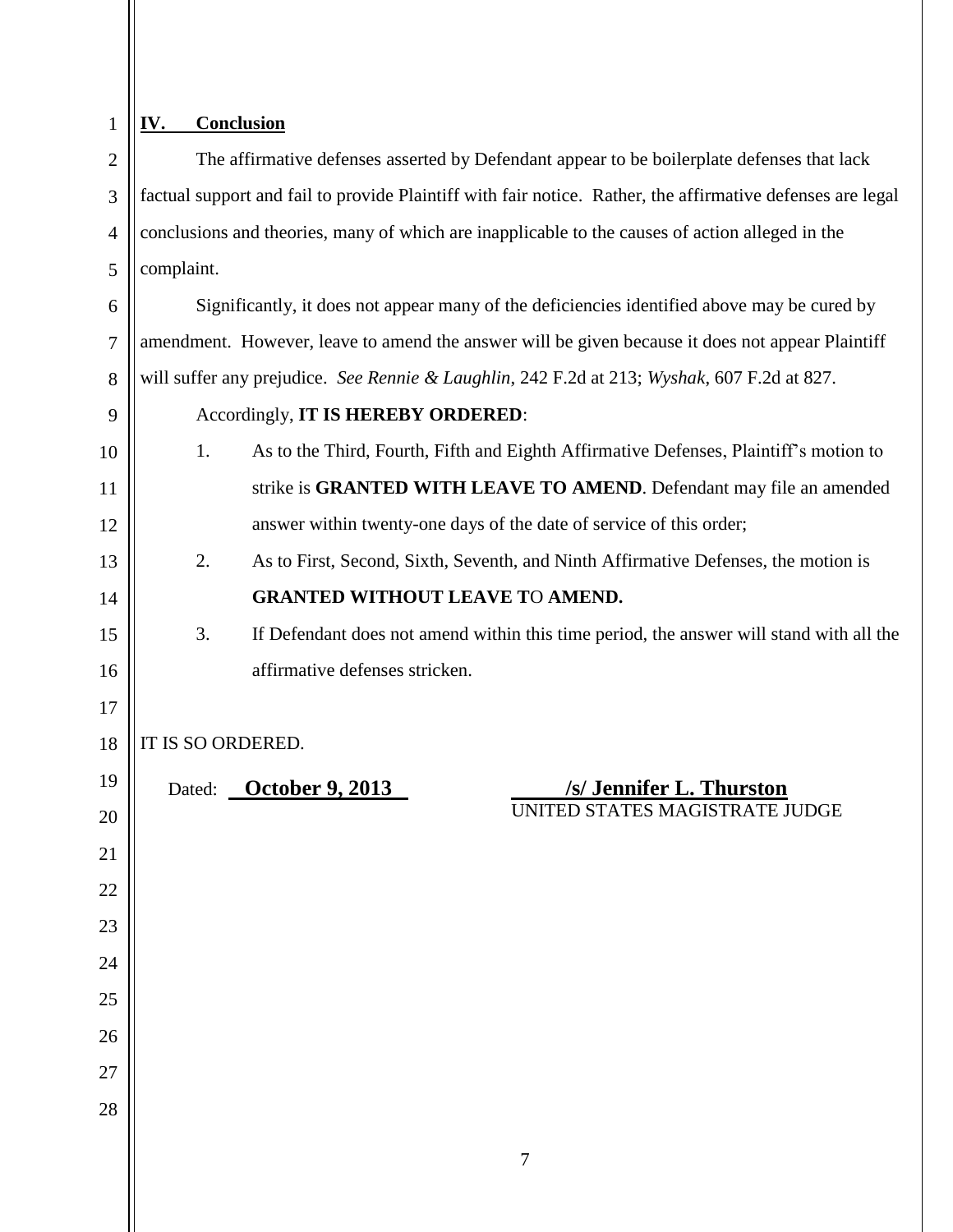## IV. Conclusion

The affirmative defenses asserted by Defendant appear to be boilerplate defenses that lack factual support and fail to provide Plaintiff with fair notice. Rather, the affirmative defenses are legal conclusions and theories, many of which are inapplicable to the causes of action alleged in the complaint.

Significantly, it does not appear many of the deficiencies identified above may be cured by amendment. However, leave to amend the answer will be given because it does not appear Plaintiff will suffer any prejudice. *See Rennie & Laughlin*, 242 F.2d at 213; *Wyshak*, 607 F.2d at 827.

Accordingly, **IT IS HEREBY ORDERED**:

1. As to the Third, Fourth, Fifth and Eighth Affirmative Defenses, Plaintiff's motion to strike is **GRANTED WITH LEAVE TO AMEND**. Defendant may file an amended answer within twenty-one days of the date of service of this order;
2. As to First, Second, Sixth, Seventh, and Ninth Affirmative Defenses, the motion is **GRANTED WITHOUT LEAVE TO AMEND.**
3. If Defendant does not amend within this time period, the answer will stand with all the affirmative defenses stricken.

IT IS SO ORDERED.

Dated: **October 9, 2013**

**/s/ Jennifer L. Thurston**
UNITED STATES MAGISTRATE JUDGE